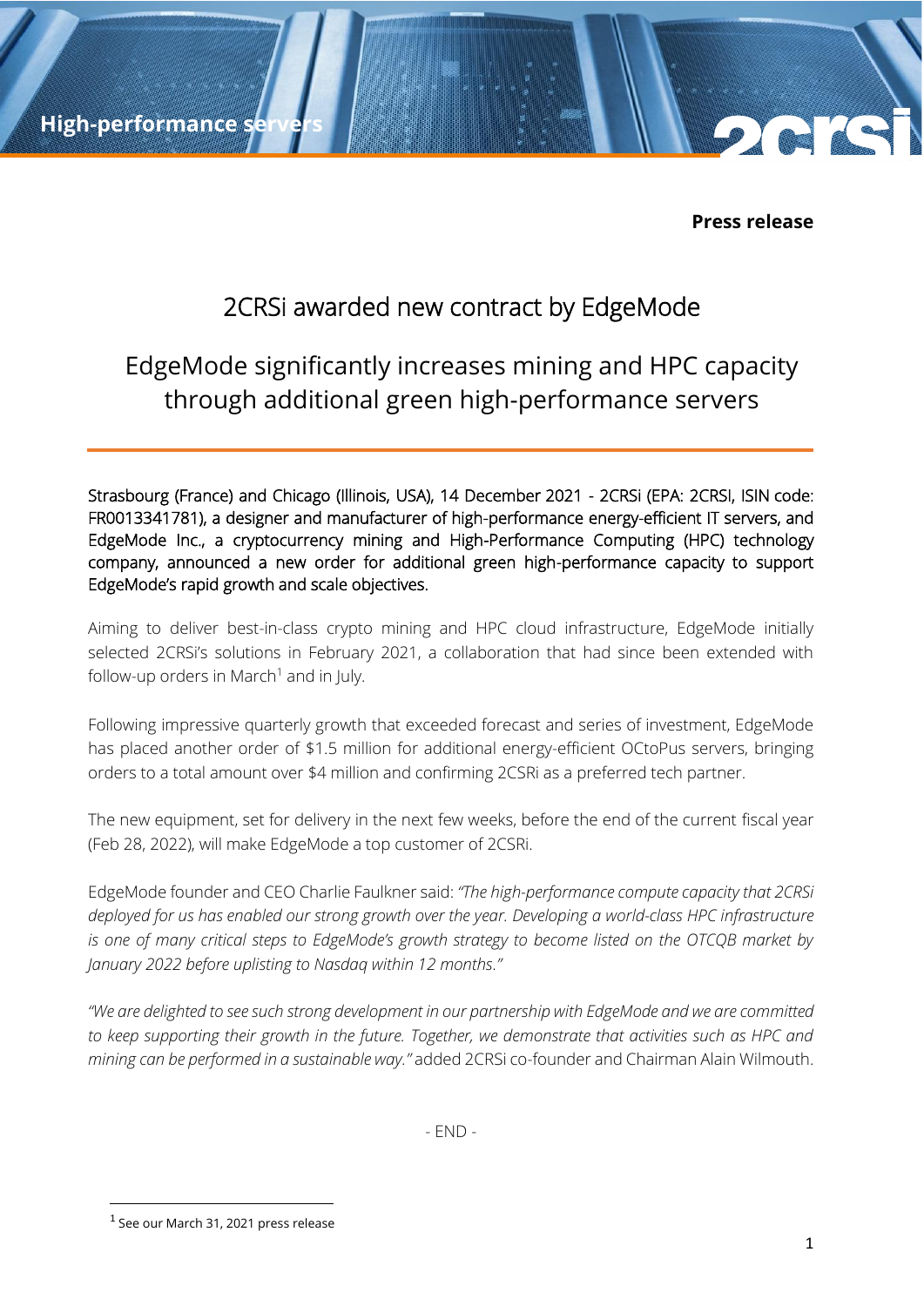**Press release**

# 2CRSi awarded new contract by EdgeMode

## EdgeMode significantly increases mining and HPC capacity through additional green high-performance servers

Strasbourg (France) and Chicago (Illinois, USA), 14 December 2021 - 2CRSi (EPA: 2CRSI, ISIN code: FR0013341781), a designer and manufacturer of high-performance energy-efficient IT servers, and EdgeMode Inc., a cryptocurrency mining and High-Performance Computing (HPC) technology company, announced a new order for additional green high-performance capacity to support EdgeMode's rapid growth and scale objectives.

Aiming to deliver best-in-class crypto mining and HPC cloud infrastructure, EdgeMode initially selected 2CRSi's solutions in February 2021, a collaboration that had since been extended with follow-up orders in March[1] and in July.

Following impressive quarterly growth that exceeded forecast and series of investment, EdgeMode has placed another order of $1.5 million for additional energy-efficient OCtoPus servers, bringing orders to a total amount over $4 million and confirming 2CSRi as a preferred tech partner.

The new equipment, set for delivery in the next few weeks, before the end of the current fiscal year (Feb 28, 2022), will make EdgeMode a top customer of 2CSRi.

EdgeMode founder and CEO Charlie Faulkner said: *"The high-performance compute capacity that 2CRSi deployed for us has enabled our strong growth over the year. Developing a world-class HPC infrastructure is one of many critical steps to EdgeMode's growth strategy to become listed on the OTCQB market by January 2022 before uplisting to Nasdaq within 12 months."*

*"We are delighted to see such strong development in our partnership with EdgeMode and we are committed to keep supporting their growth in the future. Together, we demonstrate that activities such as HPC and mining can be performed in a sustainable way."* added 2CRSi co-founder and Chairman Alain Wilmouth.

- END -

[1] See our March 31, 2021 press release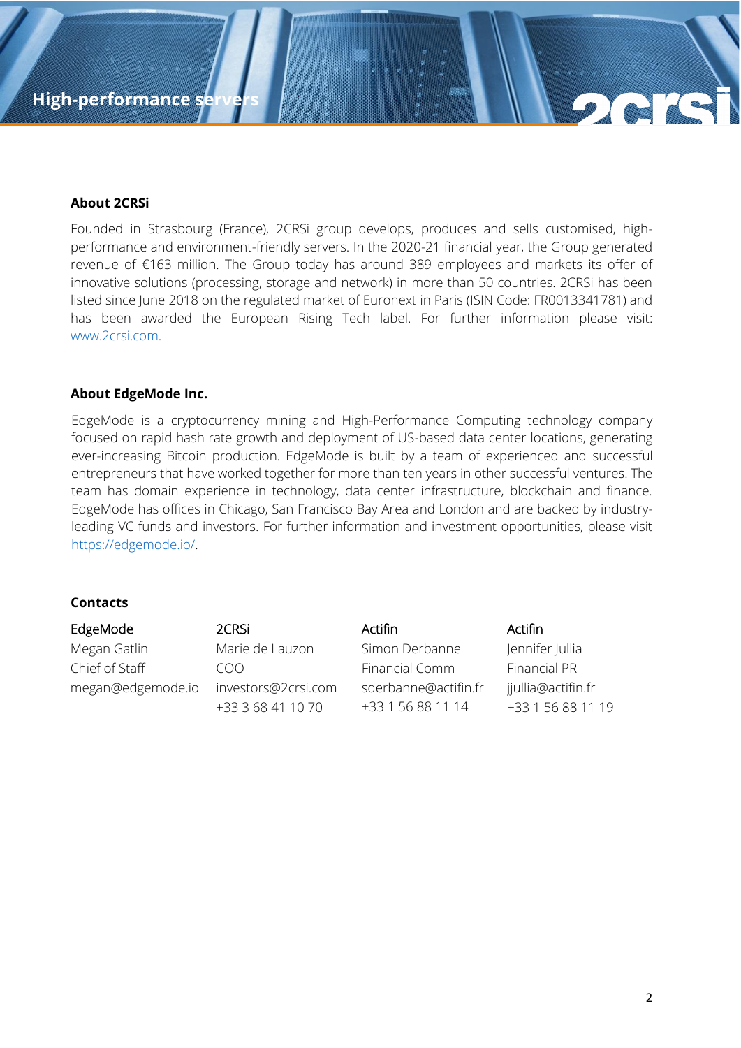## About 2CRSi

Founded in Strasbourg (France), 2CRSi group develops, produces and sells customised, high-performance and environment-friendly servers. In the 2020-21 financial year, the Group generated revenue of €163 million. The Group today has around 389 employees and markets its offer of innovative solutions (processing, storage and network) in more than 50 countries. 2CRSi has been listed since June 2018 on the regulated market of Euronext in Paris (ISIN Code: FR0013341781) and has been awarded the European Rising Tech label. For further information please visit: www.2crsi.com.

## About EdgeMode Inc.

EdgeMode is a cryptocurrency mining and High-Performance Computing technology company focused on rapid hash rate growth and deployment of US-based data center locations, generating ever-increasing Bitcoin production. EdgeMode is built by a team of experienced and successful entrepreneurs that have worked together for more than ten years in other successful ventures. The team has domain experience in technology, data center infrastructure, blockchain and finance. EdgeMode has offices in Chicago, San Francisco Bay Area and London and are backed by industry-leading VC funds and investors. For further information and investment opportunities, please visit https://edgemode.io/.

## Contacts

| EdgeMode | 2CRSi | Actifin | Actifin |
|---|---|---|---|
| Megan Gatlin | Marie de Lauzon | Simon Derbanne | Jennifer Jullia |
| Chief of Staff | COO | Financial Comm | Financial PR |
| megan@edgemode.io | investors@2crsi.com | sderbanne@actifin.fr | jjullia@actifin.fr |
| | +33 3 68 41 10 70 | +33 1 56 88 11 14 | +33 1 56 88 11 19 |